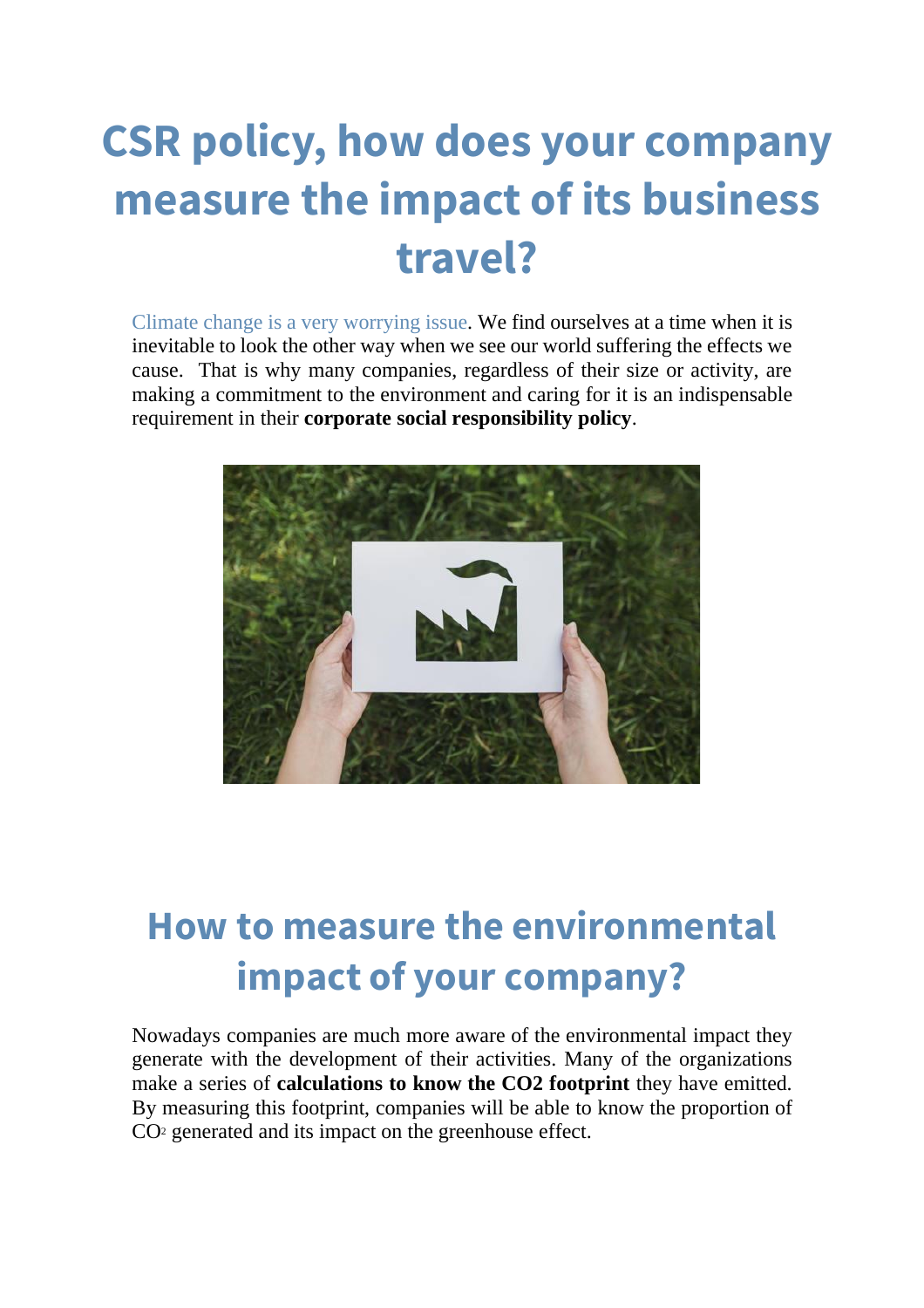# CSR policy, how does your company measure the impact of its business travel?

Climate change is a very worrying issue. We find ourselves at a time when it is inevitable to look the other way when we see our world suffering the effects we cause. That is why many companies, regardless of their size or activity, are making a commitment to the environment and caring for it is an indispensable requirement in their **corporate social responsibility policy**.

## How to measure the environmental impact of your company?

Nowadays companies are much more aware of the environmental impact they generate with the development of their activities. Many of the organizations make a series of **calculations to know the CO2 footprint** they have emitted. By measuring this footprint, companies will be able to know the proportion of $CO_2$ generated and its impact on the greenhouse effect.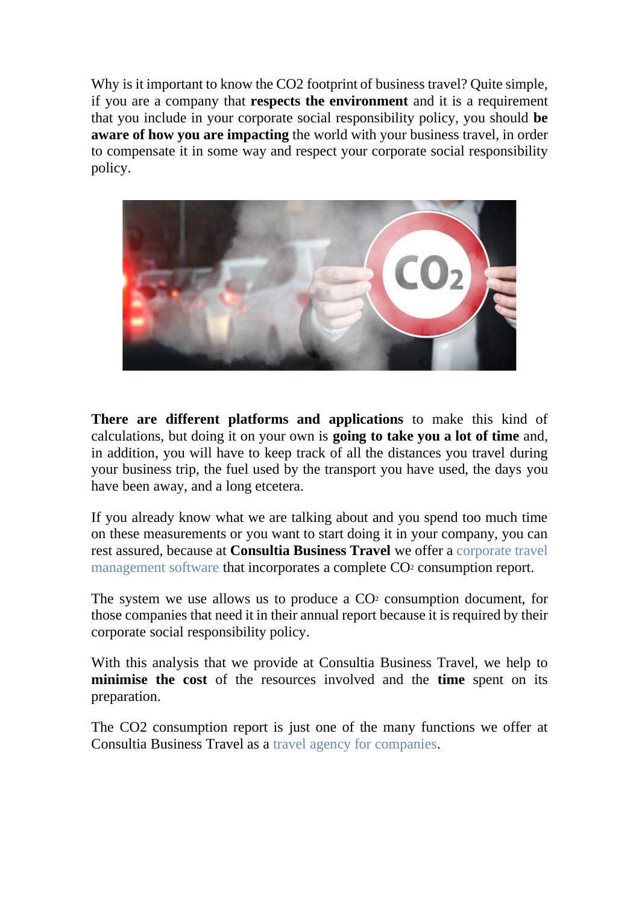Why is it important to know the CO2 footprint of business travel? Quite simple, if you are a company that **respects the environment** and it is a requirement that you include in your corporate social responsibility policy, you should **be aware of how you are impacting** the world with your business travel, in order to compensate it in some way and respect your corporate social responsibility policy.

**There are different platforms and applications** to make this kind of calculations, but doing it on your own is **going to take you a lot of time** and, in addition, you will have to keep track of all the distances you travel during your business trip, the fuel used by the transport you have used, the days you have been away, and a long etcetera.

If you already know what we are talking about and you spend too much time on these measurements or you want to start doing it in your company, you can rest assured, because at **Consultia Business Travel** we offer a corporate travel management software that incorporates a complete $CO_2$ consumption report.

The system we use allows us to produce a $CO_2$ consumption document, for those companies that need it in their annual report because it is required by their corporate social responsibility policy.

With this analysis that we provide at Consultia Business Travel, we help to **minimise the cost** of the resources involved and the **time** spent on its preparation.

The CO2 consumption report is just one of the many functions we offer at Consultia Business Travel as a travel agency for companies.